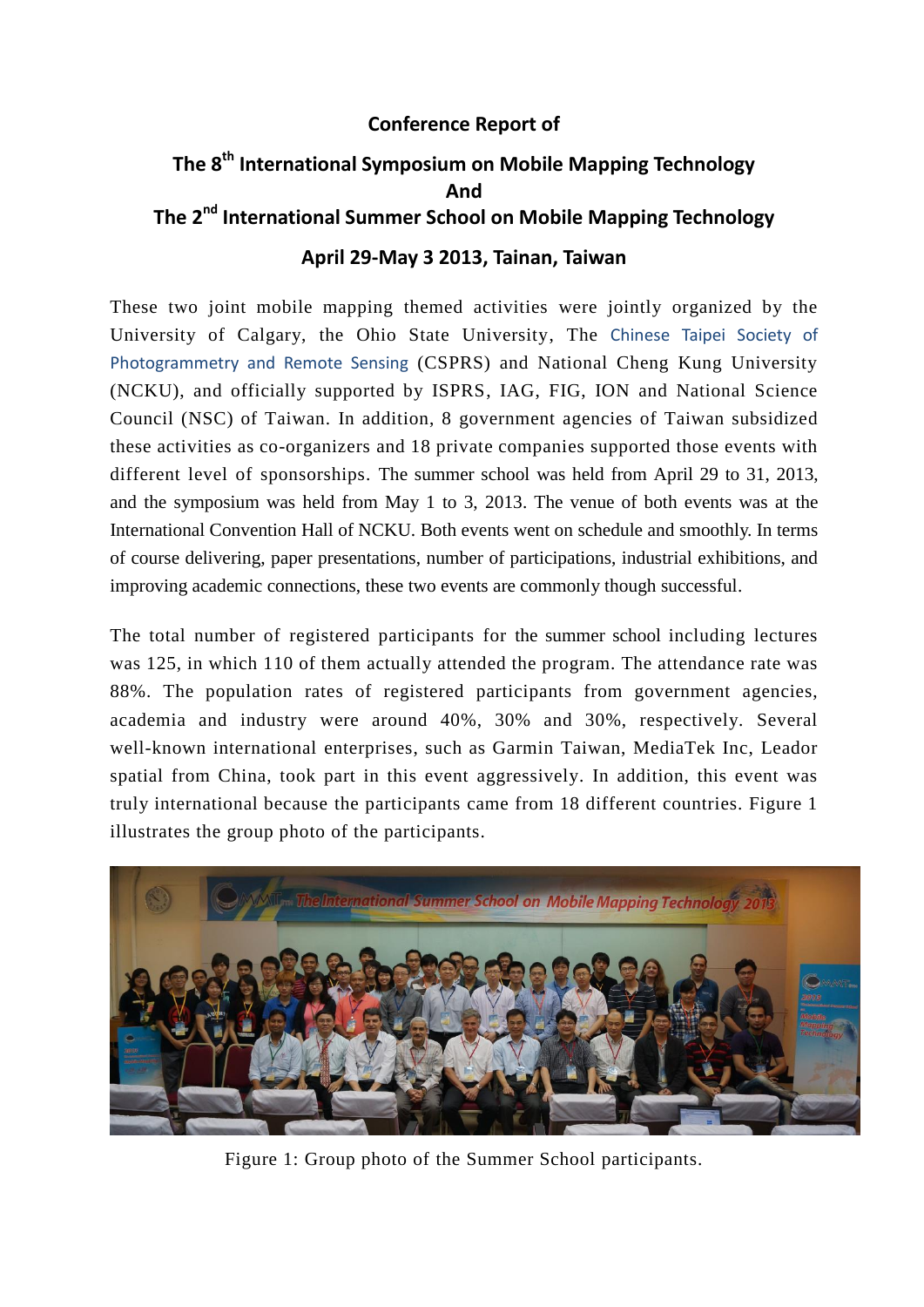# Conference Report of

## The 8th International Symposium on Mobile Mapping Technology And The 2nd International Summer School on Mobile Mapping Technology

### April 29-May 3 2013, Tainan, Taiwan

These two joint mobile mapping themed activities were jointly organized by the University of Calgary, the Ohio State University, The Chinese Taipei Society of Photogrammetry and Remote Sensing (CSPRS) and National Cheng Kung University (NCKU), and officially supported by ISPRS, IAG, FIG, ION and National Science Council (NSC) of Taiwan. In addition, 8 government agencies of Taiwan subsidized these activities as co-organizers and 18 private companies supported those events with different level of sponsorships. The summer school was held from April 29 to 31, 2013, and the symposium was held from May 1 to 3, 2013. The venue of both events was at the International Convention Hall of NCKU. Both events went on schedule and smoothly. In terms of course delivering, paper presentations, number of participations, industrial exhibitions, and improving academic connections, these two events are commonly though successful.

The total number of registered participants for the summer school including lectures was 125, in which 110 of them actually attended the program. The attendance rate was 88%. The population rates of registered participants from government agencies, academia and industry were around 40%, 30% and 30%, respectively. Several well-known international enterprises, such as Garmin Taiwan, MediaTek Inc, Leador spatial from China, took part in this event aggressively. In addition, this event was truly international because the participants came from 18 different countries. Figure 1 illustrates the group photo of the participants.

Figure 1: Group photo of the Summer School participants.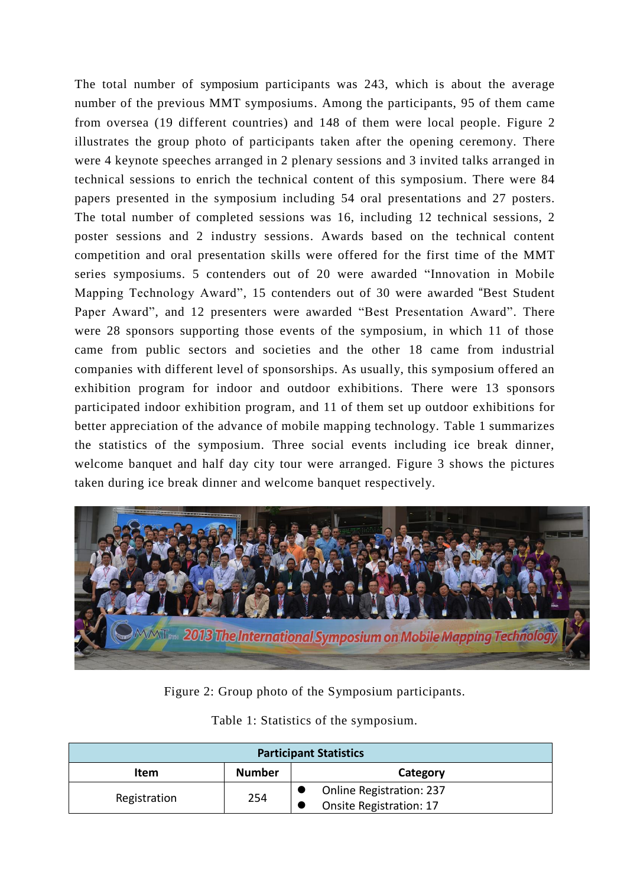The total number of symposium participants was 243, which is about the average number of the previous MMT symposiums. Among the participants, 95 of them came from oversea (19 different countries) and 148 of them were local people. Figure 2 illustrates the group photo of participants taken after the opening ceremony. There were 4 keynote speeches arranged in 2 plenary sessions and 3 invited talks arranged in technical sessions to enrich the technical content of this symposium. There were 84 papers presented in the symposium including 54 oral presentations and 27 posters. The total number of completed sessions was 16, including 12 technical sessions, 2 poster sessions and 2 industry sessions. Awards based on the technical content competition and oral presentation skills were offered for the first time of the MMT series symposiums. 5 contenders out of 20 were awarded "Innovation in Mobile Mapping Technology Award", 15 contenders out of 30 were awarded "Best Student Paper Award", and 12 presenters were awarded "Best Presentation Award". There were 28 sponsors supporting those events of the symposium, in which 11 of those came from public sectors and societies and the other 18 came from industrial companies with different level of sponsorships. As usually, this symposium offered an exhibition program for indoor and outdoor exhibitions. There were 13 sponsors participated indoor exhibition program, and 11 of them set up outdoor exhibitions for better appreciation of the advance of mobile mapping technology. Table 1 summarizes the statistics of the symposium. Three social events including ice break dinner, welcome banquet and half day city tour were arranged. Figure 3 shows the pictures taken during ice break dinner and welcome banquet respectively.

Figure 2: Group photo of the Symposium participants.

Table 1: Statistics of the symposium.

| Participant Statistics | | |
|---|---|---|
| **Item** | **Number** | **Category** |
| Registration | 254 | ● Online Registration: 237<br>● Onsite Registration: 17 |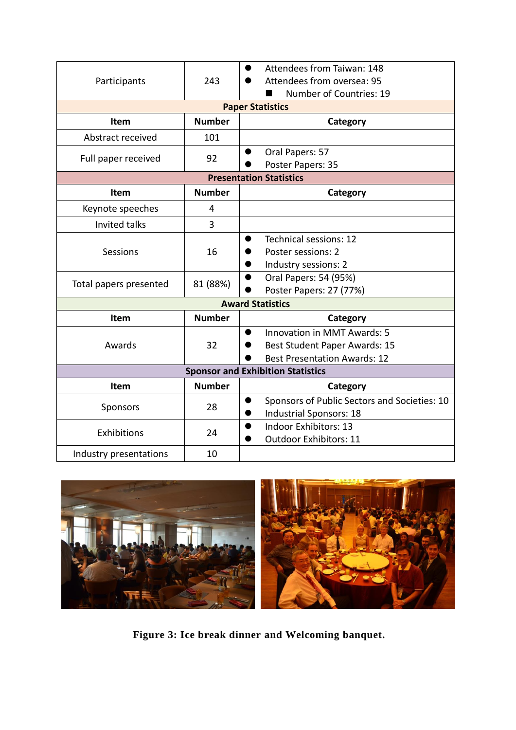| | | |
|---|---|---|
| Participants | 243 | ● Attendees from Taiwan: 148<br>● Attendees from oversea: 95<br>■ Number of Countries: 19 |
| **Paper Statistics** | | |
| **Item** | **Number** | **Category** |
| Abstract received | 101 | |
| Full paper received | 92 | ● Oral Papers: 57<br>● Poster Papers: 35 |
| **Presentation Statistics** | | |
| **Item** | **Number** | **Category** |
| Keynote speeches | 4 | |
| Invited talks | 3 | |
| Sessions | 16 | ● Technical sessions: 12<br>● Poster sessions: 2<br>● Industry sessions: 2 |
| Total papers presented | 81 (88%) | ● Oral Papers: 54 (95%)<br>● Poster Papers: 27 (77%) |
| **Award Statistics** | | |
| **Item** | **Number** | **Category** |
| Awards | 32 | ● Innovation in MMT Awards: 5<br>● Best Student Paper Awards: 15<br>● Best Presentation Awards: 12 |
| **Sponsor and Exhibition Statistics** | | |
| **Item** | **Number** | **Category** |
| Sponsors | 28 | ● Sponsors of Public Sectors and Societies: 10<br>● Industrial Sponsors: 18 |
| Exhibitions | 24 | ● Indoor Exhibitors: 13<br>● Outdoor Exhibitors: 11 |
| Industry presentations | 10 | |

**Figure 3: Ice break dinner and Welcoming banquet.**